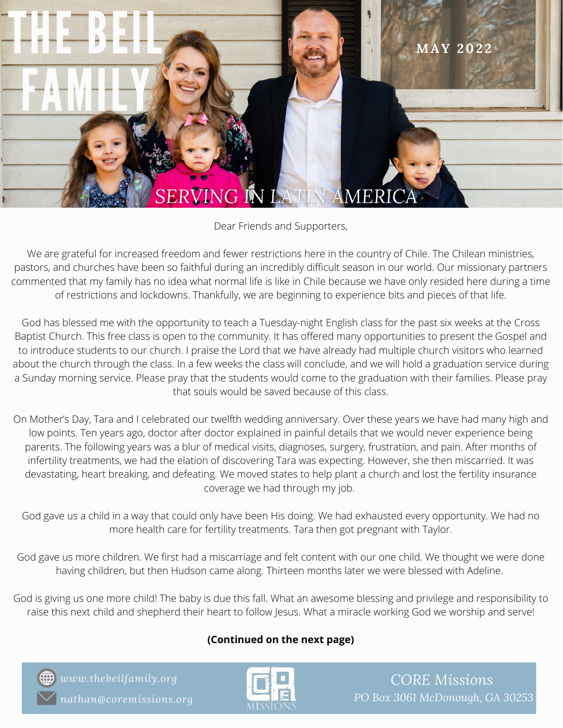# THE BEIL FAMILY

MAY 2022

SERVING IN LATIN AMERICA

Dear Friends and Supporters,

We are grateful for increased freedom and fewer restrictions here in the country of Chile. The Chilean ministries, pastors, and churches have been so faithful during an incredibly difficult season in our world. Our missionary partners commented that my family has no idea what normal life is like in Chile because we have only resided here during a time of restrictions and lockdowns. Thankfully, we are beginning to experience bits and pieces of that life.

God has blessed me with the opportunity to teach a Tuesday-night English class for the past six weeks at the Cross Baptist Church. This free class is open to the community. It has offered many opportunities to present the Gospel and to introduce students to our church. I praise the Lord that we have already had multiple church visitors who learned about the church through the class. In a few weeks the class will conclude, and we will hold a graduation service during a Sunday morning service. Please pray that the students would come to the graduation with their families. Please pray that souls would be saved because of this class.

On Mother's Day, Tara and I celebrated our twelfth wedding anniversary. Over these years we have had many high and low points. Ten years ago, doctor after doctor explained in painful details that we would never experience being parents. The following years was a blur of medical visits, diagnoses, surgery, frustration, and pain. After months of infertility treatments, we had the elation of discovering Tara was expecting. However, she then miscarried. It was devastating, heart breaking, and defeating. We moved states to help plant a church and lost the fertility insurance coverage we had through my job.

God gave us a child in a way that could only have been His doing. We had exhausted every opportunity. We had no more health care for fertility treatments. Tara then got pregnant with Taylor.

God gave us more children. We first had a miscarriage and felt content with our one child. We thought we were done having children, but then Hudson came along. Thirteen months later we were blessed with Adeline.

God is giving us one more child! The baby is due this fall. What an awesome blessing and privilege and responsibility to raise this next child and shepherd their heart to follow Jesus. What a miracle working God we worship and serve!

**(Continued on the next page)**

*www.thebeilfamily.org*
*nathan@coremissions.org*

CORE Missions
PO Box 3061 McDonough, GA 30253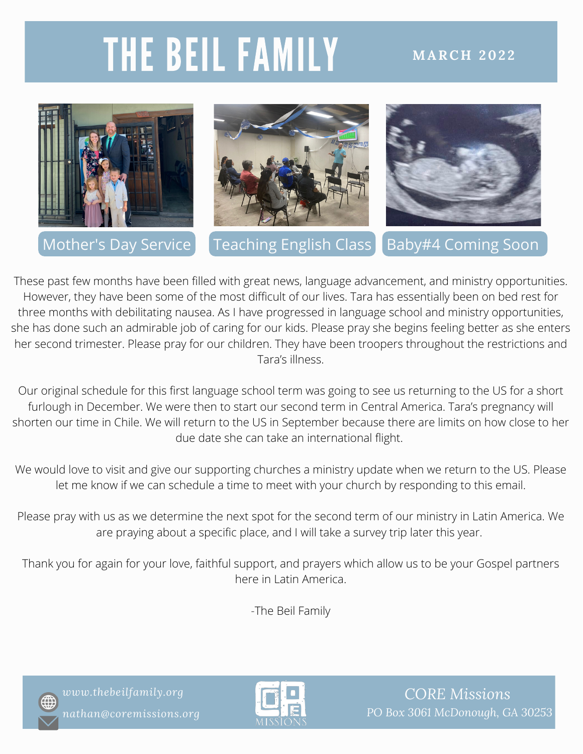# THE BEIL FAMILY

**MARCH 2022**

Mother's Day Service

Teaching English Class

Baby#4 Coming Soon

These past few months have been filled with great news, language advancement, and ministry opportunities. However, they have been some of the most difficult of our lives. Tara has essentially been on bed rest for three months with debilitating nausea. As I have progressed in language school and ministry opportunities, she has done such an admirable job of caring for our kids. Please pray she begins feeling better as she enters her second trimester. Please pray for our children. They have been troopers throughout the restrictions and Tara's illness.

Our original schedule for this first language school term was going to see us returning to the US for a short furlough in December. We were then to start our second term in Central America. Tara's pregnancy will shorten our time in Chile. We will return to the US in September because there are limits on how close to her due date she can take an international flight.

We would love to visit and give our supporting churches a ministry update when we return to the US. Please let me know if we can schedule a time to meet with your church by responding to this email.

Please pray with us as we determine the next spot for the second term of our ministry in Latin America. We are praying about a specific place, and I will take a survey trip later this year.

Thank you for again for your love, faithful support, and prayers which allow us to be your Gospel partners here in Latin America.

-The Beil Family

*www.thebeilfamily.org*

*nathan@coremissions.org*

CORE Missions

PO Box 3061 McDonough, GA 30253